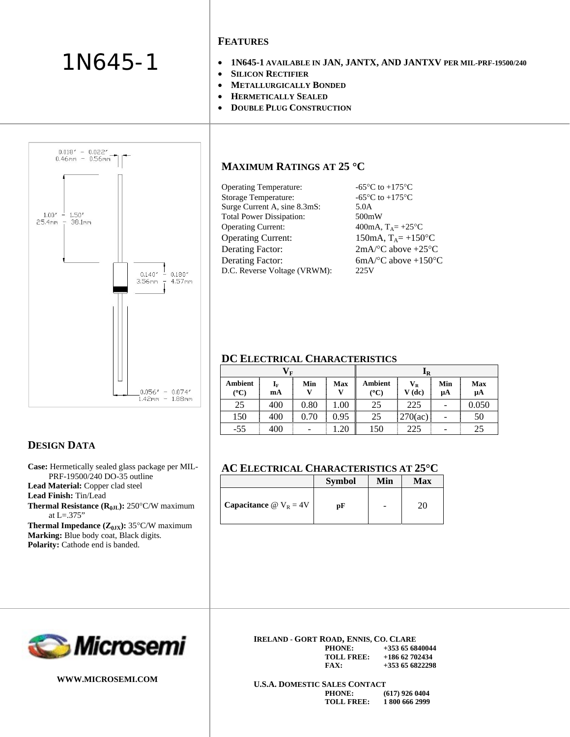# 1N645-1

## FEATURES

- **1N645-1 AVAILABLE IN JAN, JANTX, AND JANTXV PER MIL-PRF-19500/240**
- **SILICON RECTIFIER**
- **METALLURGICALLY BONDED**
- **HERMETICALLY SEALED**
- **DOUBLE PLUG CONSTRUCTION**

0.018" – 0.022"
0.46mm – 0.56mm

1.00" – 1.50"
25.4mm – 38.1mm

0.140" – 0.180"
3.56mm – 4.57mm

0.056" – 0.074"
1.42mm – 1.88mm

## MAXIMUM RATINGS AT 25 °C

| | |
|---|---|
| Operating Temperature: | -65°C to +175°C |
| Storage Temperature: | -65°C to +175°C |
| Surge Current A, sine 8.3mS: | 5.0A |
| Total Power Dissipation: | 500mW |
| Operating Current: | 400mA, $T_A$= +25°C |
| Operating Current: | 150mA, $T_A$= +150°C |
| Derating Factor: | 2mA/°C above +25°C |
| Derating Factor: | 6mA/°C above +150°C |
| D.C. Reverse Voltage (VRWM): | 225V |

## DC ELECTRICAL CHARACTERISTICS

| $V_F$ | | | | $I_R$ | | | |
|---|---|---|---|---|---|---|---|
| Ambient (°C) | $I_F$ mA | Min V | Max V | Ambient (°C) | $V_R$ V (dc) | Min μA | Max μA |
| 25 | 400 | 0.80 | 1.00 | 25 | 225 | - | 0.050 |
| 150 | 400 | 0.70 | 0.95 | 25 | 270(ac) | - | 50 |
| -55 | 400 | - | 1.20 | 150 | 225 | - | 25 |

## DESIGN DATA

**Case:** Hermetically sealed glass package per MIL-PRF-19500/240 DO-35 outline
**Lead Material:** Copper clad steel
**Lead Finish:** Tin/Lead
**Thermal Resistance ($R_{\theta JL}$):** 250°C/W maximum at L=.375"
**Thermal Impedance ($Z_{\theta JX}$):** 35°C/W maximum
**Marking:** Blue body coat, Black digits.
**Polarity:** Cathode end is banded.

## AC ELECTRICAL CHARACTERISTICS AT 25°C

| | Symbol | Min | Max |
|---|---|---|---|
| **Capacitance** @ $V_R$ = 4V | pF | - | 20 |

Microsemi

WWW.MICROSEMI.COM

**IRELAND - GORT ROAD, ENNIS, CO. CLARE**
PHONE: +353 65 6840044
TOLL FREE: +186 62 702434
FAX: +353 65 6822298

**U.S.A. DOMESTIC SALES CONTACT**
PHONE: (617) 926 0404
TOLL FREE: 1 800 666 2999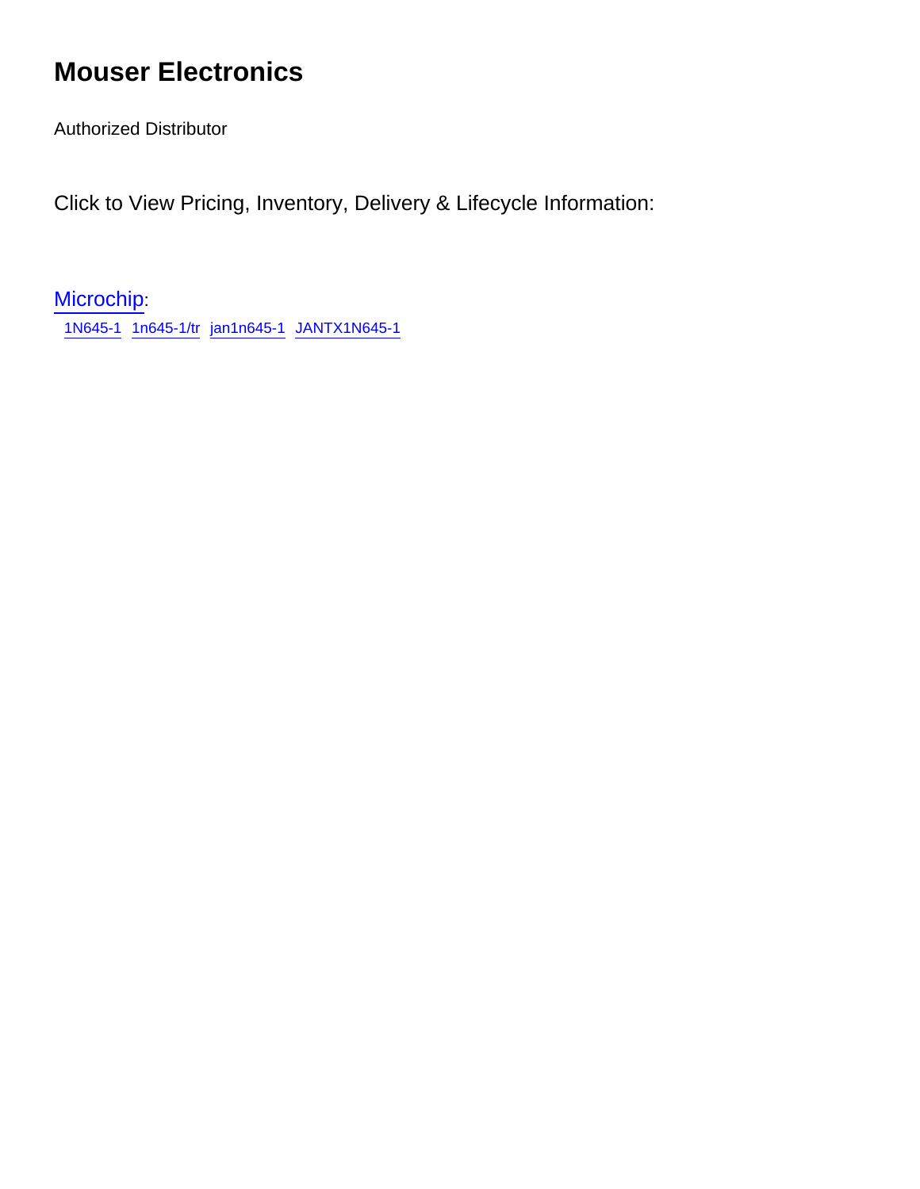# Mouser Electronics

Authorized Distributor

Click to View Pricing, Inventory, Delivery & Lifecycle Information:

Microchip:

1N645-1 1n645-1/tr jan1n645-1 JANTX1N645-1